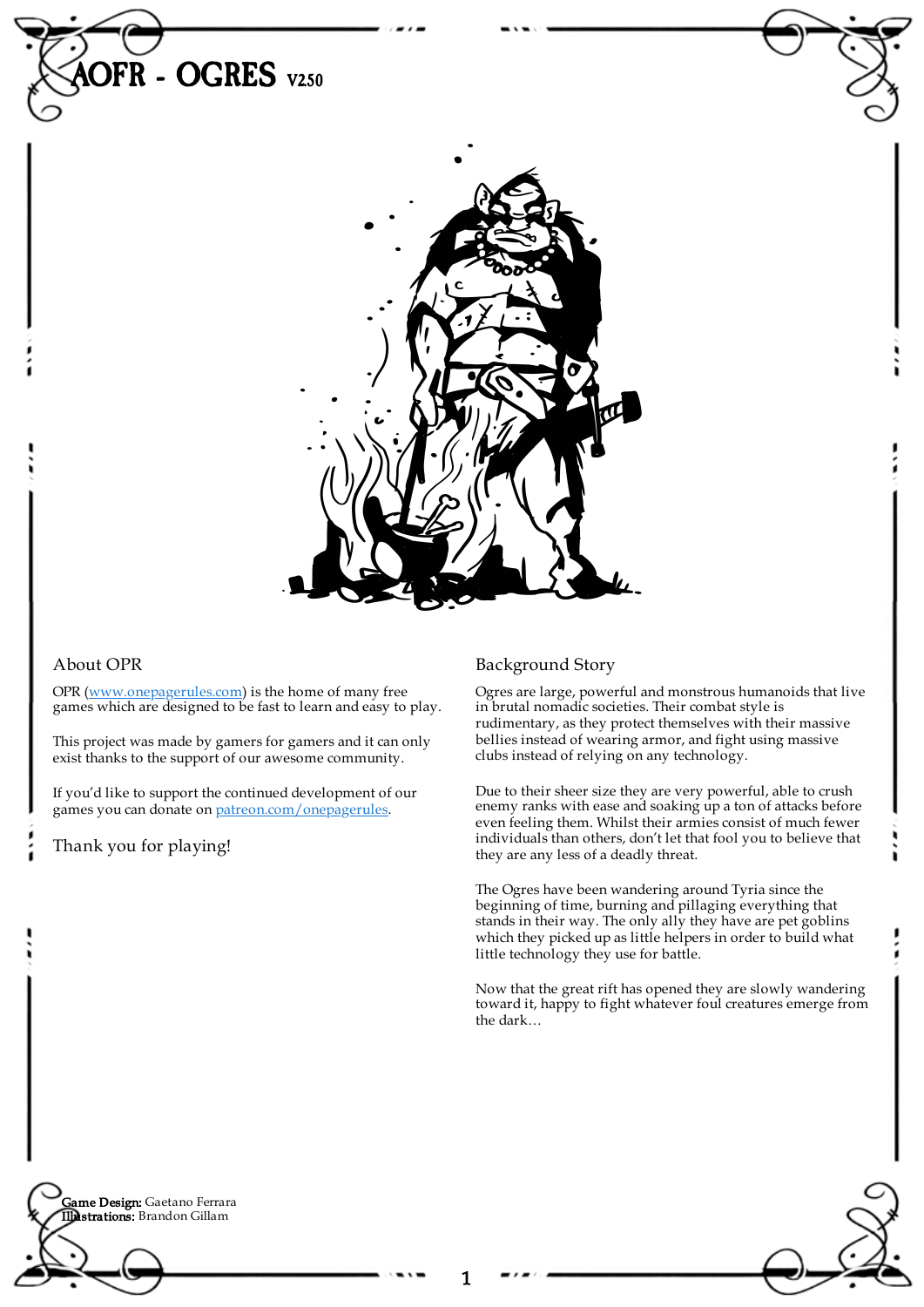# AOFR - OGRES V250

## About OPR

OPR (www.onepagerules.com) is the home of many free games which are designed to be fast to learn and easy to play.

This project was made by gamers for gamers and it can only exist thanks to the support of our awesome community.

If you'd like to support the continued development of our games you can donate on patreon.com/onepagerules.

Thank you for playing!

## Background Story

Ogres are large, powerful and monstrous humanoids that live in brutal nomadic societies. Their combat style is rudimentary, as they protect themselves with their massive bellies instead of wearing armor, and fight using massive clubs instead of relying on any technology.

Due to their sheer size they are very powerful, able to crush enemy ranks with ease and soaking up a ton of attacks before even feeling them. Whilst their armies consist of much fewer individuals than others, don't let that fool you to believe that they are any less of a deadly threat.

The Ogres have been wandering around Tyria since the beginning of time, burning and pillaging everything that stands in their way. The only ally they have are pet goblins which they picked up as little helpers in order to build what little technology they use for battle.

Now that the great rift has opened they are slowly wandering toward it, happy to fight whatever foul creatures emerge from the dark…

**Game Design:** Gaetano Ferrara
**Illustrations:** Brandon Gillam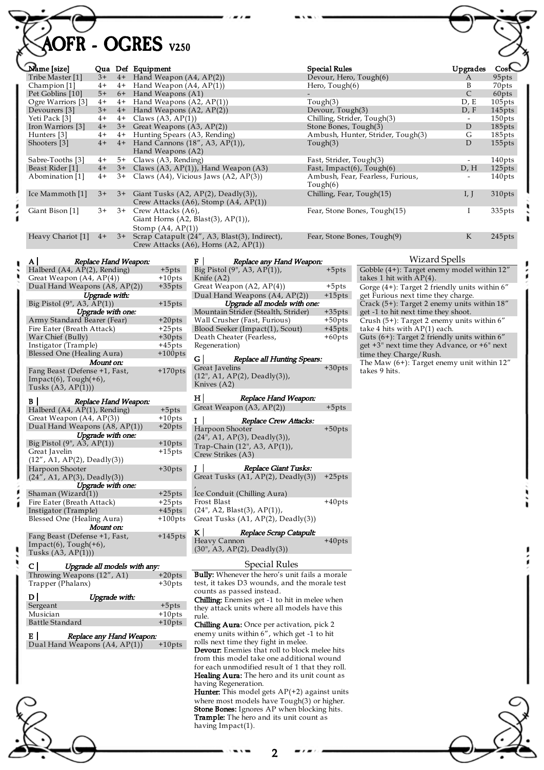# AOFR - OGRES v250

| Name [size] | Qua | Def | Equipment | Special Rules | Upgrades | Cost |
|---|---|---|---|---|---|---|
| Tribe Master [1] | 3+ | 4+ | Hand Weapon (A4, AP(2)) | Devour, Hero, Tough(6) | A | 95pts |
| Champion [1] | 4+ | 4+ | Hand Weapon (A4, AP(1)) | Hero, Tough(6) | B | 70pts |
| Pet Goblins [10] | 5+ | 6+ | Hand Weapons (A1) | - | C | 60pts |
| Ogre Warriors [3] | 4+ | 4+ | Hand Weapons (A2, AP(1)) | Tough(3) | D, E | 105pts |
| Devourers [3] | 3+ | 4+ | Hand Weapons (A2, AP(2)) | Devour, Tough(3) | D, F | 145pts |
| Yeti Pack [3] | 4+ | 4+ | Claws (A3, AP(1)) | Chilling, Strider, Tough(3) | - | 150pts |
| Iron Warriors [3] | 4+ | 3+ | Great Weapons (A3, AP(2)) | Stone Bones, Tough(3) | D | 185pts |
| Hunters [3] | 4+ | 4+ | Hunting Spears (A3, Rending) | Ambush, Hunter, Strider, Tough(3) | G | 185pts |
| Shooters [3] | 4+ | 4+ | Hand Cannons (18", A3, AP(1)), Hand Weapons (A2) | Tough(3) | D | 155pts |
| Sabre-Tooths [3] | 4+ | 5+ | Claws (A3, Rending) | Fast, Strider, Tough(3) | - | 140pts |
| Beast Rider [1] | 4+ | 3+ | Claws (A3, AP(1)), Hand Weapon (A3) | Fast, Impact(6), Tough(6) | D, H | 125pts |
| Abomination [1] | 4+ | 3+ | Claws (A4), Vicious Jaws (A2, AP(3)) | Ambush, Fear, Fearless, Furious, Tough(6) | - | 140pts |
| Ice Mammoth [1] | 3+ | 3+ | Giant Tusks (A2, AP(2), Deadly(3)), Crew Attacks (A6), Stomp (A4, AP(1)) | Chilling, Fear, Tough(15) | I, J | 310pts |
| Giant Bison [1] | 3+ | 3+ | Crew Attacks (A6), Giant Horns (A2, Blast(3), AP(1)), Stomp (A4, AP(1)) | Fear, Stone Bones, Tough(15) | I | 335pts |
| Heavy Chariot [1] | 4+ | 3+ | Scrap Catapult (24", A3, Blast(3), Indirect), Crew Attacks (A6), Horns (A2, AP(1)) | Fear, Stone Bones, Tough(9) | K | 245pts |

| A | *Replace Hand Weapon:* |
|---|---|
| Halberd (A4, AP(2), Rending) | +5pts |
| Great Weapon (A4, AP(4)) | +10pts |
| Dual Hand Weapons (A8, AP(2)) | +35pts |
| *Upgrade with:* | |
| Big Pistol (9", A3, AP(1)) | +15pts |
| *Upgrade with one:* | |
| Army Standard Bearer (Fear) | +20pts |
| Fire Eater (Breath Attack) | +25pts |
| War Chief (Bully) | +30pts |
| Instigator (Trample) | +45pts |
| Blessed One (Healing Aura) | +100pts |
| *Mount on:* | |
| Fang Beast (Defense +1, Fast, Impact(6), Tough(+6), Tusks (A3, AP(1))) | +170pts |

| B | *Replace Hand Weapon:* |
|---|---|
| Halberd (A4, AP(1), Rending) | +5pts |
| Great Weapon (A4, AP(3)) | +10pts |
| Dual Hand Weapons (A8, AP(1)) | +20pts |
| *Upgrade with one:* | |
| Big Pistol (9", A3, AP(1)) | +10pts |
| Great Javelin (12", A1, AP(2), Deadly(3)) | +15pts |
| Harpoon Shooter (24", A1, AP(3), Deadly(3)) | +30pts |
| *Upgrade with one:* | |
| Shaman (Wizard(1)) | +25pts |
| Fire Eater (Breath Attack) | +25pts |
| Instigator (Trample) | +45pts |
| Blessed One (Healing Aura) | +100pts |
| *Mount on:* | |
| Fang Beast (Defense +1, Fast, Impact(6), Tough(+6), Tusks (A3, AP(1))) | +145pts |

| C | *Upgrade all models with any:* |
|---|---|
| Throwing Weapons (12", A1) | +20pts |
| Trapper (Phalanx) | +30pts |

| D | *Upgrade with:* |
|---|---|
| Sergeant | +5pts |
| Musician | +10pts |
| Battle Standard | +10pts |

| E | *Replace any Hand Weapon:* |
|---|---|
| Dual Hand Weapons (A4, AP(1)) | +10pts |

| F | *Replace any Hand Weapon:* |
|---|---|
| Big Pistol (9", A3, AP(1)), Knife (A2) | +5pts |
| Great Weapon (A2, AP(4)) | +5pts |
| Dual Hand Weapons (A4, AP(2)) | +15pts |
| *Upgrade all models with one:* | |
| Mountain Strider (Stealth, Strider) | +35pts |
| Wall Crusher (Fast, Furious) | +50pts |
| Blood Seeker (Impact(1), Scout) | +45pts |
| Death Cheater (Fearless, Regeneration) | +60pts |

| G | *Replace all Hunting Spears:* |
|---|---|
| Great Javelins (12", A1, AP(2), Deadly(3)), Knives (A2) | +30pts |

| H | *Replace Hand Weapon:* |
|---|---|
| Great Weapon (A3, AP(2)) | +5pts |

| I | *Replace Crew Attacks:* |
|---|---|
| Harpoon Shooter (24", A1, AP(3), Deadly(3)), Trap-Chain (12", A3, AP(1)), Crew Strikes (A3) | +50pts |

| J | *Replace Giant Tusks:* |
|---|---|
| Great Tusks (A1, AP(2), Deadly(3)), Ice Conduit (Chilling Aura) | +25pts |
| Frost Blast (24", A2, Blast(3), AP(1)), Great Tusks (A1, AP(2), Deadly(3)) | +40pts |

| K | *Replace Scrap Catapult:* |
|---|---|
| Heavy Cannon (30", A3, AP(2), Deadly(3)) | +40pts |

## Special Rules

**Bully:** Whenever the hero's unit fails a morale test, it takes D3 wounds, and the morale test counts as passed instead.
**Chilling:** Enemies get -1 to hit in melee when they attack units where all models have this rule.
**Chilling Aura:** Once per activation, pick 2 enemy units within 6", which get -1 to hit rolls next time they fight in melee.
**Devour:** Enemies that roll to block melee hits from this model take one additional wound for each unmodified result of 1 that they roll.
**Healing Aura:** The hero and its unit count as having Regeneration.
**Hunter:** This model gets AP(+2) against units where most models have Tough(3) or higher.
**Stone Bones:** Ignores AP when blocking hits.
**Trample:** The hero and its unit count as having Impact(1).

## Wizard Spells

Gobble (4+): Target enemy model within 12" takes 1 hit with AP(4).
Gorge (4+): Target 2 friendly units within 6" get Furious next time they charge.
Crack (5+): Target 2 enemy units within 18" get -1 to hit next time they shoot.
Crush (5+): Target 2 enemy units within 6" take 4 hits with AP(1) each.
Guts (6+): Target 2 friendly units within 6" get +3" next time they Advance, or +6" next time they Charge/Rush.
The Maw (6+): Target enemy unit within 12" takes 9 hits.